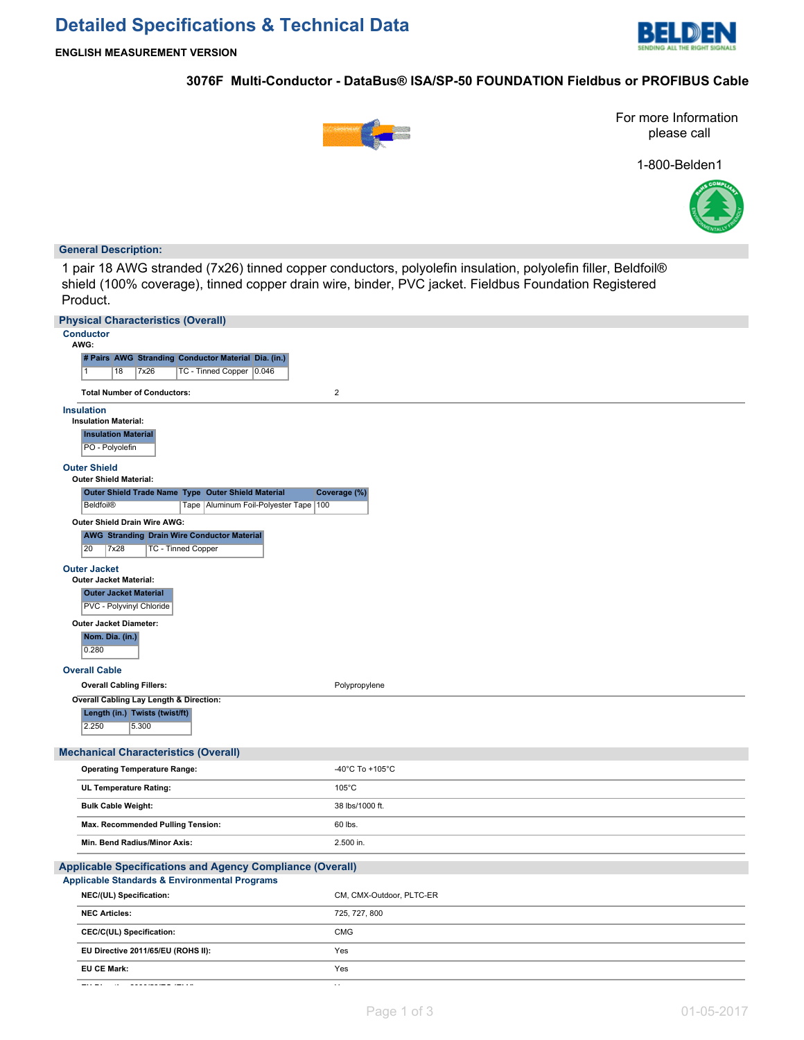# Detailed Specifications & Technical Data

**ENGLISH MEASUREMENT VERSION**

## 3076F Multi-Conductor - DataBus® ISA/SP-50 FOUNDATION Fieldbus or PROFIBUS Cable

For more Information please call

1-800-Belden1

### General Description:

1 pair 18 AWG stranded (7x26) tinned copper conductors, polyolefin insulation, polyolefin filler, Beldfoil® shield (100% coverage), tinned copper drain wire, binder, PVC jacket. Fieldbus Foundation Registered Product.

### Physical Characteristics (Overall)

#### Conductor

**AWG:**

| # Pairs | AWG | Stranding | Conductor Material | Dia. (in.) |
|---|---|---|---|---|
| 1 | 18 | 7x26 | TC - Tinned Copper | 0.046 |

**Total Number of Conductors:** 2

#### Insulation

**Insulation Material:**

| Insulation Material |
|---|
| PO - Polyolefin |

#### Outer Shield

**Outer Shield Material:**

| Outer Shield Trade Name | Type | Outer Shield Material | Coverage (%) |
|---|---|---|---|
| Beldfoil® | Tape | Aluminum Foil-Polyester Tape | 100 |

**Outer Shield Drain Wire AWG:**

| AWG | Stranding | Drain Wire Conductor Material |
|---|---|---|
| 20 | 7x28 | TC - Tinned Copper |

#### Outer Jacket

**Outer Jacket Material:**

| Outer Jacket Material |
|---|
| PVC - Polyvinyl Chloride |

**Outer Jacket Diameter:**

| Nom. Dia. (in.) |
|---|
| 0.280 |

#### Overall Cable

**Overall Cabling Fillers:** Polypropylene

**Overall Cabling Lay Length & Direction:**

| Length (in.) | Twists (twist/ft) |
|---|---|
| 2.250 | 5.300 |

### Mechanical Characteristics (Overall)

| | |
|---|---|
| **Operating Temperature Range:** | -40°C To +105°C |
| **UL Temperature Rating:** | 105°C |
| **Bulk Cable Weight:** | 38 lbs/1000 ft. |
| **Max. Recommended Pulling Tension:** | 60 lbs. |
| **Min. Bend Radius/Minor Axis:** | 2.500 in. |

### Applicable Specifications and Agency Compliance (Overall)

#### Applicable Standards & Environmental Programs

| | |
|---|---|
| **NEC/(UL) Specification:** | CM, CMX-Outdoor, PLTC-ER |
| **NEC Articles:** | 725, 727, 800 |
| **CEC/C(UL) Specification:** | CMG |
| **EU Directive 2011/65/EU (ROHS II):** | Yes |
| **EU CE Mark:** | Yes |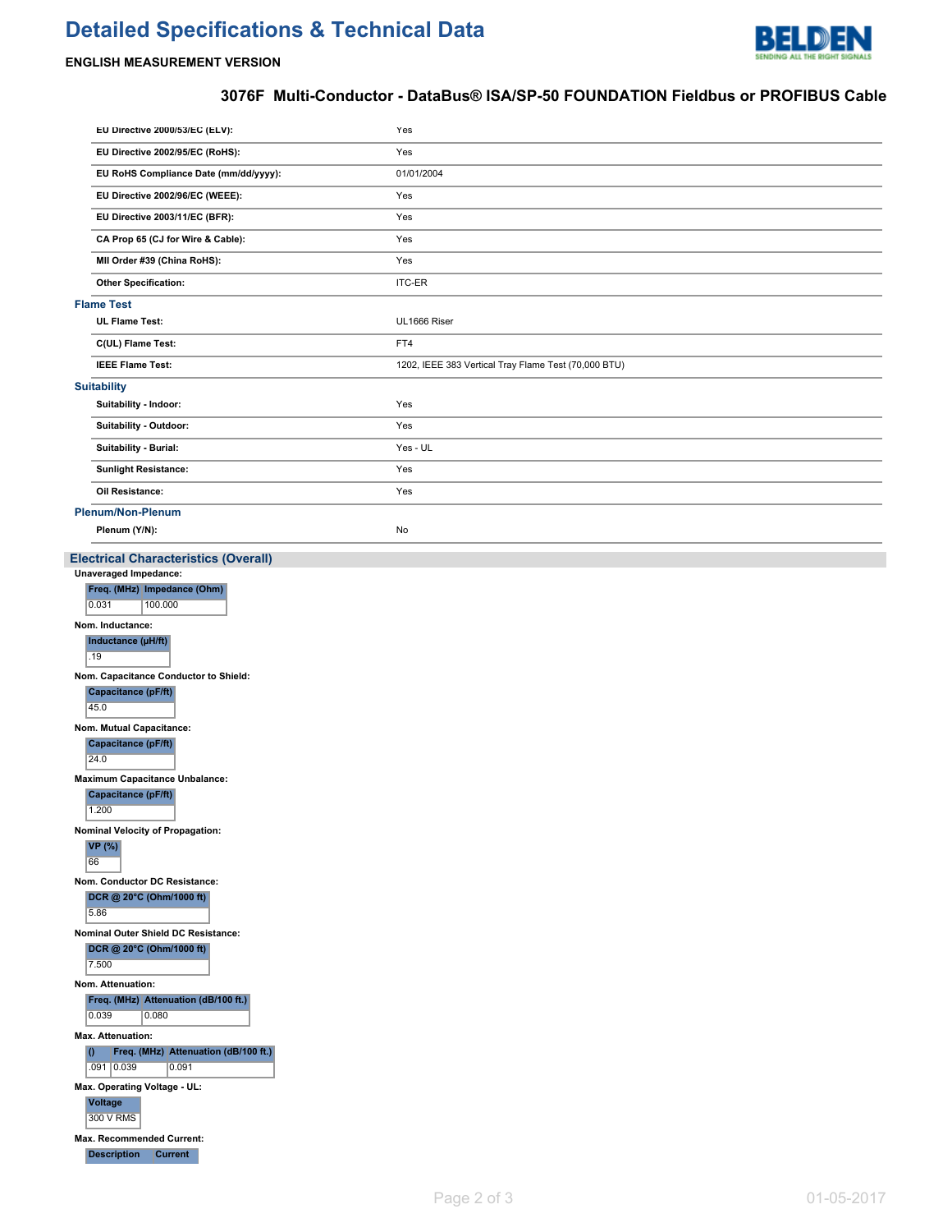| | |
|---|---|
| **EU Directive 2000/53/EC (ELV):** | Yes |
| **EU Directive 2002/95/EC (RoHS):** | Yes |
| **EU RoHS Compliance Date (mm/dd/yyyy):** | 01/01/2004 |
| **EU Directive 2002/96/EC (WEEE):** | Yes |
| **EU Directive 2003/11/EC (BFR):** | Yes |
| **CA Prop 65 (CJ for Wire & Cable):** | Yes |
| **MII Order #39 (China RoHS):** | Yes |
| **Other Specification:** | ITC-ER |

### Flame Test

| | |
|---|---|
| **UL Flame Test:** | UL1666 Riser |
| **C(UL) Flame Test:** | FT4 |
| **IEEE Flame Test:** | 1202, IEEE 383 Vertical Tray Flame Test (70,000 BTU) |

### Suitability

| | |
|---|---|
| **Suitability - Indoor:** | Yes |
| **Suitability - Outdoor:** | Yes |
| **Suitability - Burial:** | Yes - UL |
| **Sunlight Resistance:** | Yes |
| **Oil Resistance:** | Yes |

### Plenum/Non-Plenum

| | |
|---|---|
| **Plenum (Y/N):** | No |

## Electrical Characteristics (Overall)

**Unaveraged Impedance:**

| Freq. (MHz) | Impedance (Ohm) |
|---|---|
| 0.031 | 100.000 |

**Nom. Inductance:**

| Inductance (µH/ft) |
|---|
| .19 |

**Nom. Capacitance Conductor to Shield:**

| Capacitance (pF/ft) |
|---|
| 45.0 |

**Nom. Mutual Capacitance:**

| Capacitance (pF/ft) |
|---|
| 24.0 |

**Maximum Capacitance Unbalance:**

| Capacitance (pF/ft) |
|---|
| 1.200 |

**Nominal Velocity of Propagation:**

| VP (%) |
|---|
| 66 |

**Nom. Conductor DC Resistance:**

| DCR @ 20°C (Ohm/1000 ft) |
|---|
| 5.86 |

**Nominal Outer Shield DC Resistance:**

| DCR @ 20°C (Ohm/1000 ft) |
|---|
| 7.500 |

**Nom. Attenuation:**

| Freq. (MHz) | Attenuation (dB/100 ft.) |
|---|---|
| 0.039 | 0.080 |

**Max. Attenuation:**

| () | Freq. (MHz) | Attenuation (dB/100 ft.) |
|---|---|---|
| .091 | 0.039 | 0.091 |

**Max. Operating Voltage - UL:**

| Voltage |
|---|
| 300 V RMS |

**Max. Recommended Current:**

| Description | Current |
|---|---|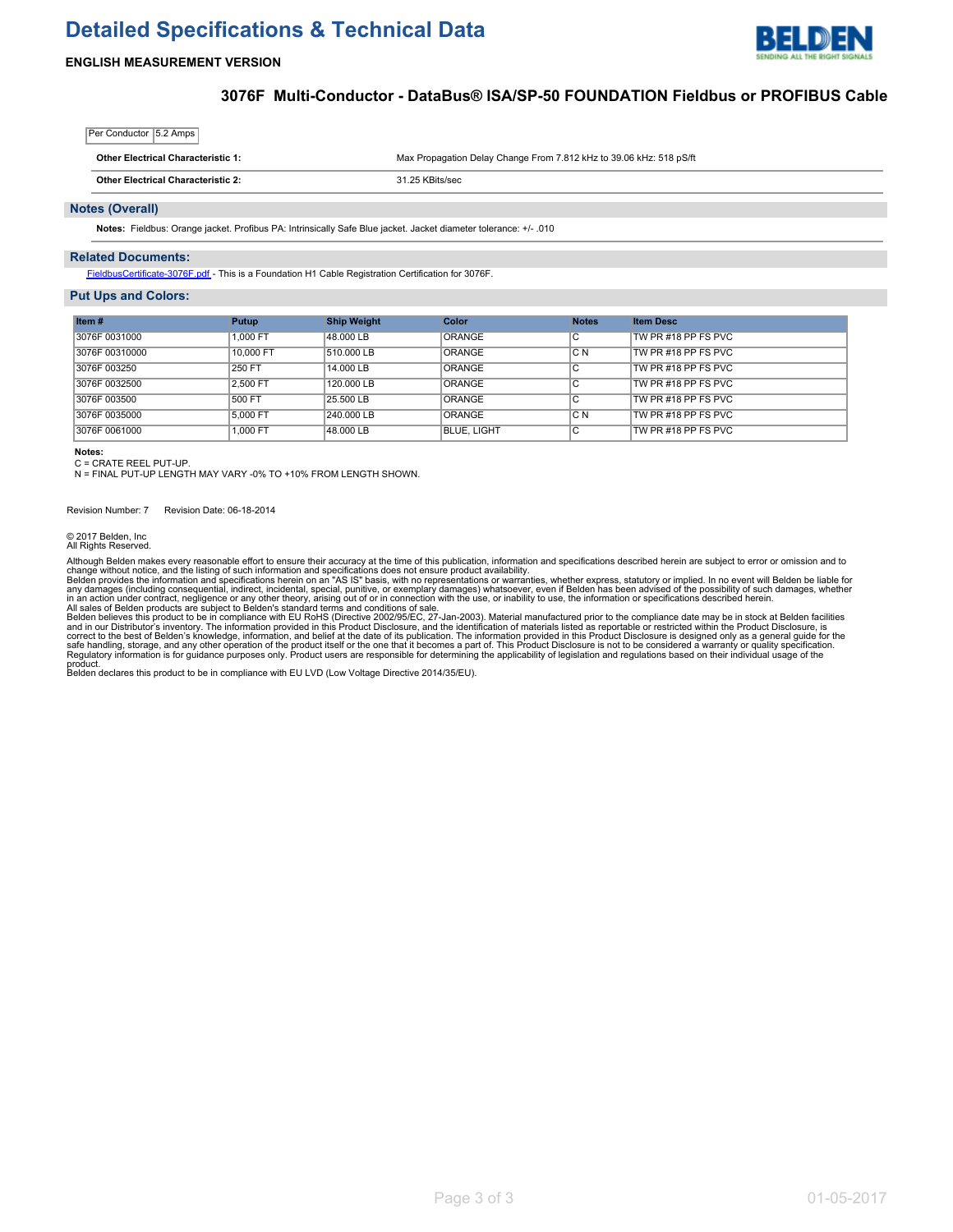# Detailed Specifications & Technical Data

**ENGLISH MEASUREMENT VERSION**

## 3076F Multi-Conductor - DataBus® ISA/SP-50 FOUNDATION Fieldbus or PROFIBUS Cable

| | |
|---|---|
| Per Conductor | 5.2 Amps |

| | |
|---|---|
| **Other Electrical Characteristic 1:** | Max Propagation Delay Change From 7.812 kHz to 39.06 kHz: 518 pS/ft |
| **Other Electrical Characteristic 2:** | 31.25 KBits/sec |

### Notes (Overall)

**Notes:** Fieldbus: Orange jacket. Profibus PA: Intrinsically Safe Blue jacket. Jacket diameter tolerance: +/- .010

### Related Documents:

FieldbusCertificate-3076F.pdf - This is a Foundation H1 Cable Registration Certification for 3076F.

### Put Ups and Colors:

| Item # | Putup | Ship Weight | Color | Notes | Item Desc |
|---|---|---|---|---|---|
| 3076F 0031000 | 1,000 FT | 48.000 LB | ORANGE | C | TW PR #18 PP FS PVC |
| 3076F 00310000 | 10,000 FT | 510.000 LB | ORANGE | C N | TW PR #18 PP FS PVC |
| 3076F 003250 | 250 FT | 14.000 LB | ORANGE | C | TW PR #18 PP FS PVC |
| 3076F 0032500 | 2,500 FT | 120.000 LB | ORANGE | C | TW PR #18 PP FS PVC |
| 3076F 003500 | 500 FT | 25.500 LB | ORANGE | C | TW PR #18 PP FS PVC |
| 3076F 0035000 | 5,000 FT | 240.000 LB | ORANGE | C N | TW PR #18 PP FS PVC |
| 3076F 0061000 | 1,000 FT | 48.000 LB | BLUE, LIGHT | C | TW PR #18 PP FS PVC |

**Notes:**
C = CRATE REEL PUT-UP.
N = FINAL PUT-UP LENGTH MAY VARY -0% TO +10% FROM LENGTH SHOWN.

Revision Number: 7 Revision Date: 06-18-2014

© 2017 Belden, Inc
All Rights Reserved.

Although Belden makes every reasonable effort to ensure their accuracy at the time of this publication, information and specifications described herein are subject to error or omission and to change without notice, and the listing of such information and specifications does not ensure product availability.
Belden provides the information and specifications herein on an "AS IS" basis, with no representations or warranties, whether express, statutory or implied. In no event will Belden be liable for any damages (including consequential, indirect, incidental, special, punitive, or exemplary damages) whatsoever, even if Belden has been advised of the possibility of such damages, whether in an action under contract, negligence or any other theory, arising out of or in connection with the use, or inability to use, the information or specifications described herein.
All sales of Belden products are subject to Belden's standard terms and conditions of sale.
Belden believes this product to be in compliance with EU RoHS (Directive 2002/95/EC, 27-Jan-2003). Material manufactured prior to the compliance date may be in stock at Belden facilities and in our Distributor's inventory. The information provided in this Product Disclosure, and the identification of materials listed as reportable or restricted within the Product Disclosure, is correct to the best of Belden's knowledge, information, and belief at the date of its publication. The information provided in this Product Disclosure is designed only as a general guide for the safe handling, storage, and any other operation of the product itself or the one that it becomes a part of. This Product Disclosure is not to be considered a warranty or quality specification. Regulatory information is for guidance purposes only. Product users are responsible for determining the applicability of legislation and regulations based on their individual usage of the product.
Belden declares this product to be in compliance with EU LVD (Low Voltage Directive 2014/35/EU).